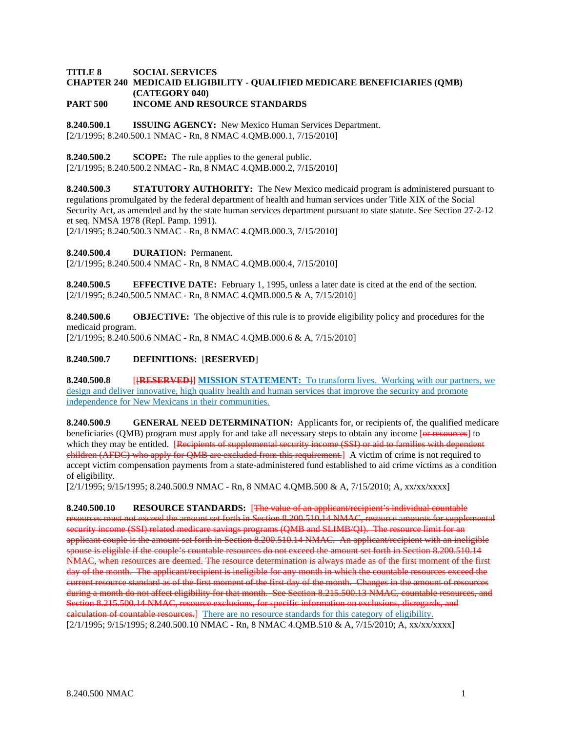**TITLE 8 SOCIAL SERVICES**
**CHAPTER 240 MEDICAID ELIGIBILITY - QUALIFIED MEDICARE BENEFICIARIES (QMB) (CATEGORY 040)**
**PART 500 INCOME AND RESOURCE STANDARDS**

**8.240.500.1 ISSUING AGENCY:** New Mexico Human Services Department.
[2/1/1995; 8.240.500.1 NMAC - Rn, 8 NMAC 4.QMB.000.1, 7/15/2010]

**8.240.500.2 SCOPE:** The rule applies to the general public.
[2/1/1995; 8.240.500.2 NMAC - Rn, 8 NMAC 4.QMB.000.2, 7/15/2010]

**8.240.500.3 STATUTORY AUTHORITY:** The New Mexico medicaid program is administered pursuant to regulations promulgated by the federal department of health and human services under Title XIX of the Social Security Act, as amended and by the state human services department pursuant to state statute. See Section 27-2-12 et seq. NMSA 1978 (Repl. Pamp. 1991).
[2/1/1995; 8.240.500.3 NMAC - Rn, 8 NMAC 4.QMB.000.3, 7/15/2010]

**8.240.500.4 DURATION:** Permanent.
[2/1/1995; 8.240.500.4 NMAC - Rn, 8 NMAC 4.QMB.000.4, 7/15/2010]

**8.240.500.5 EFFECTIVE DATE:** February 1, 1995, unless a later date is cited at the end of the section.
[2/1/1995; 8.240.500.5 NMAC - Rn, 8 NMAC 4.QMB.000.5 & A, 7/15/2010]

**8.240.500.6 OBJECTIVE:** The objective of this rule is to provide eligibility policy and procedures for the medicaid program.
[2/1/1995; 8.240.500.6 NMAC - Rn, 8 NMAC 4.QMB.000.6 & A, 7/15/2010]

**8.240.500.7 DEFINITIONS:** [**RESERVED**]

**8.240.500.8** [~~[**RESERVED**]~~] **MISSION STATEMENT:** To transform lives. Working with our partners, we design and deliver innovative, high quality health and human services that improve the security and promote independence for New Mexicans in their communities.

**8.240.500.9 GENERAL NEED DETERMINATION:** Applicants for, or recipients of, the qualified medicare beneficiaries (QMB) program must apply for and take all necessary steps to obtain any income [~~or resources~~] to which they may be entitled. [~~Recipients of supplemental security income (SSI) or aid to families with dependent children (AFDC) who apply for QMB are excluded from this requirement.~~] A victim of crime is not required to accept victim compensation payments from a state-administered fund established to aid crime victims as a condition of eligibility.
[2/1/1995; 9/15/1995; 8.240.500.9 NMAC - Rn, 8 NMAC 4.QMB.500 & A, 7/15/2010; A, xx/xx/xxxx]

**8.240.500.10 RESOURCE STANDARDS:** [~~The value of an applicant/recipient's individual countable resources must not exceed the amount set forth in Section 8.200.510.14 NMAC, resource amounts for supplemental security income (SSI) related medicare savings programs (QMB and SLIMB/QI). The resource limit for an applicant couple is the amount set forth in Section 8.200.510.14 NMAC. An applicant/recipient with an ineligible spouse is eligible if the couple's countable resources do not exceed the amount set forth in Section 8.200.510.14 NMAC, when resources are deemed. The resource determination is always made as of the first moment of the first day of the month. The applicant/recipient is ineligible for any month in which the countable resources exceed the current resource standard as of the first moment of the first day of the month. Changes in the amount of resources during a month do not affect eligibility for that month. See Section 8.215.500.13 NMAC, countable resources, and Section 8.215.500.14 NMAC, resource exclusions, for specific information on exclusions, disregards, and calculation of countable resources.~~] There are no resource standards for this category of eligibility.
[2/1/1995; 9/15/1995; 8.240.500.10 NMAC - Rn, 8 NMAC 4.QMB.510 & A, 7/15/2010; A, xx/xx/xxxx]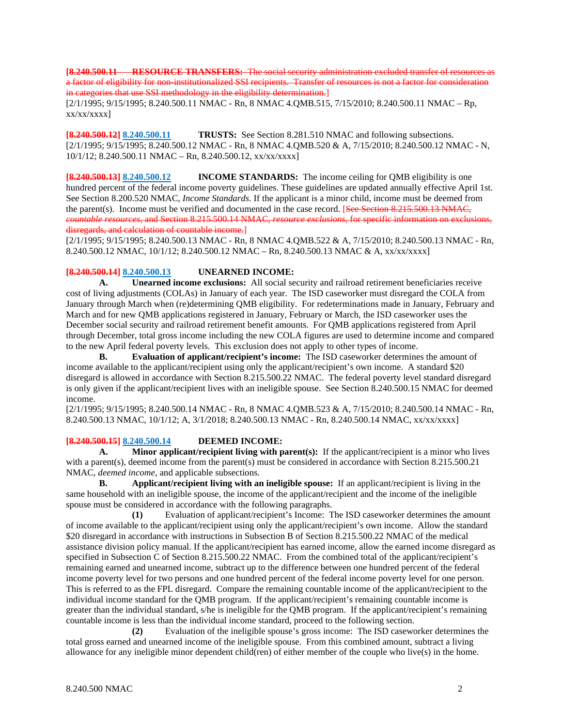**[8.240.500.11 RESOURCE TRANSFERS:** The social security administration excluded transfer of resources as a factor of eligibility for non-institutionalized SSI recipients. Transfer of resources is not a factor for consideration in categories that use SSI methodology in the eligibility determination.]
[2/1/1995; 9/15/1995; 8.240.500.11 NMAC - Rn, 8 NMAC 4.QMB.515, 7/15/2010; 8.240.500.11 NMAC – Rp, xx/xx/xxxx]

**[8.240.500.12] 8.240.500.11 TRUSTS:** See Section 8.281.510 NMAC and following subsections.
[2/1/1995; 9/15/1995; 8.240.500.12 NMAC - Rn, 8 NMAC 4.QMB.520 & A, 7/15/2010; 8.240.500.12 NMAC - N, 10/1/12; 8.240.500.11 NMAC – Rn, 8.240.500.12, xx/xx/xxxx]

**[8.240.500.13] 8.240.500.12 INCOME STANDARDS:** The income ceiling for QMB eligibility is one hundred percent of the federal income poverty guidelines. These guidelines are updated annually effective April 1st. See Section 8.200.520 NMAC, *Income Standards*. If the applicant is a minor child, income must be deemed from the parent(s). Income must be verified and documented in the case record. [See Section 8.215.500.13 NMAC, *countable resources*, and Section 8.215.500.14 NMAC, *resource exclusions*, for specific information on exclusions, disregards, and calculation of countable income.]
[2/1/1995; 9/15/1995; 8.240.500.13 NMAC - Rn, 8 NMAC 4.QMB.522 & A, 7/15/2010; 8.240.500.13 NMAC - Rn, 8.240.500.12 NMAC, 10/1/12; 8.240.500.12 NMAC – Rn, 8.240.500.13 NMAC & A, xx/xx/xxxx]

**[8.240.500.14] 8.240.500.13 UNEARNED INCOME:**

**A. Unearned income exclusions:** All social security and railroad retirement beneficiaries receive cost of living adjustments (COLAs) in January of each year. The ISD caseworker must disregard the COLA from January through March when (re)determining QMB eligibility. For redeterminations made in January, February and March and for new QMB applications registered in January, February or March, the ISD caseworker uses the December social security and railroad retirement benefit amounts. For QMB applications registered from April through December, total gross income including the new COLA figures are used to determine income and compared to the new April federal poverty levels. This exclusion does not apply to other types of income.

**B. Evaluation of applicant/recipient's income:** The ISD caseworker determines the amount of income available to the applicant/recipient using only the applicant/recipient's own income. A standard $20 disregard is allowed in accordance with Section 8.215.500.22 NMAC. The federal poverty level standard disregard is only given if the applicant/recipient lives with an ineligible spouse. See Section 8.240.500.15 NMAC for deemed income.
[2/1/1995; 9/15/1995; 8.240.500.14 NMAC - Rn, 8 NMAC 4.QMB.523 & A, 7/15/2010; 8.240.500.14 NMAC - Rn, 8.240.500.13 NMAC, 10/1/12; A, 3/1/2018; 8.240.500.13 NMAC - Rn, 8.240.500.14 NMAC, xx/xx/xxxx]

**[8.240.500.15] 8.240.500.14 DEEMED INCOME:**

**A. Minor applicant/recipient living with parent(s):** If the applicant/recipient is a minor who lives with a parent(s), deemed income from the parent(s) must be considered in accordance with Section 8.215.500.21 NMAC, *deemed income*, and applicable subsections.

**B. Applicant/recipient living with an ineligible spouse:** If an applicant/recipient is living in the same household with an ineligible spouse, the income of the applicant/recipient and the income of the ineligible spouse must be considered in accordance with the following paragraphs.

**(1)** Evaluation of applicant/recipient's Income: The ISD caseworker determines the amount of income available to the applicant/recipient using only the applicant/recipient's own income. Allow the standard $20 disregard in accordance with instructions in Subsection B of Section 8.215.500.22 NMAC of the medical assistance division policy manual. If the applicant/recipient has earned income, allow the earned income disregard as specified in Subsection C of Section 8.215.500.22 NMAC. From the combined total of the applicant/recipient's remaining earned and unearned income, subtract up to the difference between one hundred percent of the federal income poverty level for two persons and one hundred percent of the federal income poverty level for one person. This is referred to as the FPL disregard. Compare the remaining countable income of the applicant/recipient to the individual income standard for the QMB program. If the applicant/recipient's remaining countable income is greater than the individual standard, s/he is ineligible for the QMB program. If the applicant/recipient's remaining countable income is less than the individual income standard, proceed to the following section.

**(2)** Evaluation of the ineligible spouse's gross income: The ISD caseworker determines the total gross earned and unearned income of the ineligible spouse. From this combined amount, subtract a living allowance for any ineligible minor dependent child(ren) of either member of the couple who live(s) in the home.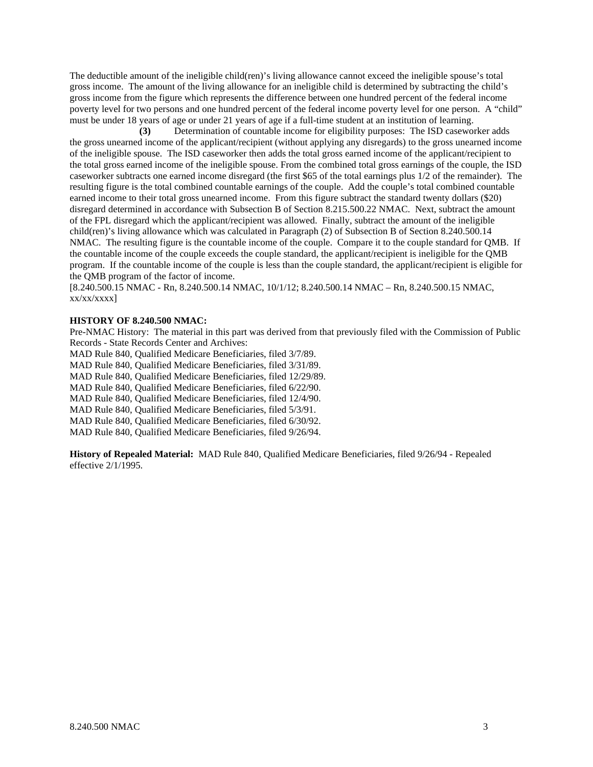The deductible amount of the ineligible child(ren)'s living allowance cannot exceed the ineligible spouse's total gross income. The amount of the living allowance for an ineligible child is determined by subtracting the child's gross income from the figure which represents the difference between one hundred percent of the federal income poverty level for two persons and one hundred percent of the federal income poverty level for one person. A "child" must be under 18 years of age or under 21 years of age if a full-time student at an institution of learning.

**(3)** Determination of countable income for eligibility purposes: The ISD caseworker adds the gross unearned income of the applicant/recipient (without applying any disregards) to the gross unearned income of the ineligible spouse. The ISD caseworker then adds the total gross earned income of the applicant/recipient to the total gross earned income of the ineligible spouse. From the combined total gross earnings of the couple, the ISD caseworker subtracts one earned income disregard (the first $65 of the total earnings plus 1/2 of the remainder). The resulting figure is the total combined countable earnings of the couple. Add the couple's total combined countable earned income to their total gross unearned income. From this figure subtract the standard twenty dollars ($20) disregard determined in accordance with Subsection B of Section 8.215.500.22 NMAC. Next, subtract the amount of the FPL disregard which the applicant/recipient was allowed. Finally, subtract the amount of the ineligible child(ren)'s living allowance which was calculated in Paragraph (2) of Subsection B of Section 8.240.500.14 NMAC. The resulting figure is the countable income of the couple. Compare it to the couple standard for QMB. If the countable income of the couple exceeds the couple standard, the applicant/recipient is ineligible for the QMB program. If the countable income of the couple is less than the couple standard, the applicant/recipient is eligible for the QMB program of the factor of income.

[8.240.500.15 NMAC - Rn, 8.240.500.14 NMAC, 10/1/12; 8.240.500.14 NMAC – Rn, 8.240.500.15 NMAC, xx/xx/xxxx]

**HISTORY OF 8.240.500 NMAC:**

Pre-NMAC History: The material in this part was derived from that previously filed with the Commission of Public Records - State Records Center and Archives:

MAD Rule 840, Qualified Medicare Beneficiaries, filed 3/7/89.
MAD Rule 840, Qualified Medicare Beneficiaries, filed 3/31/89.
MAD Rule 840, Qualified Medicare Beneficiaries, filed 12/29/89.
MAD Rule 840, Qualified Medicare Beneficiaries, filed 6/22/90.
MAD Rule 840, Qualified Medicare Beneficiaries, filed 12/4/90.
MAD Rule 840, Qualified Medicare Beneficiaries, filed 5/3/91.
MAD Rule 840, Qualified Medicare Beneficiaries, filed 6/30/92.
MAD Rule 840, Qualified Medicare Beneficiaries, filed 9/26/94.

**History of Repealed Material:** MAD Rule 840, Qualified Medicare Beneficiaries, filed 9/26/94 - Repealed effective 2/1/1995.